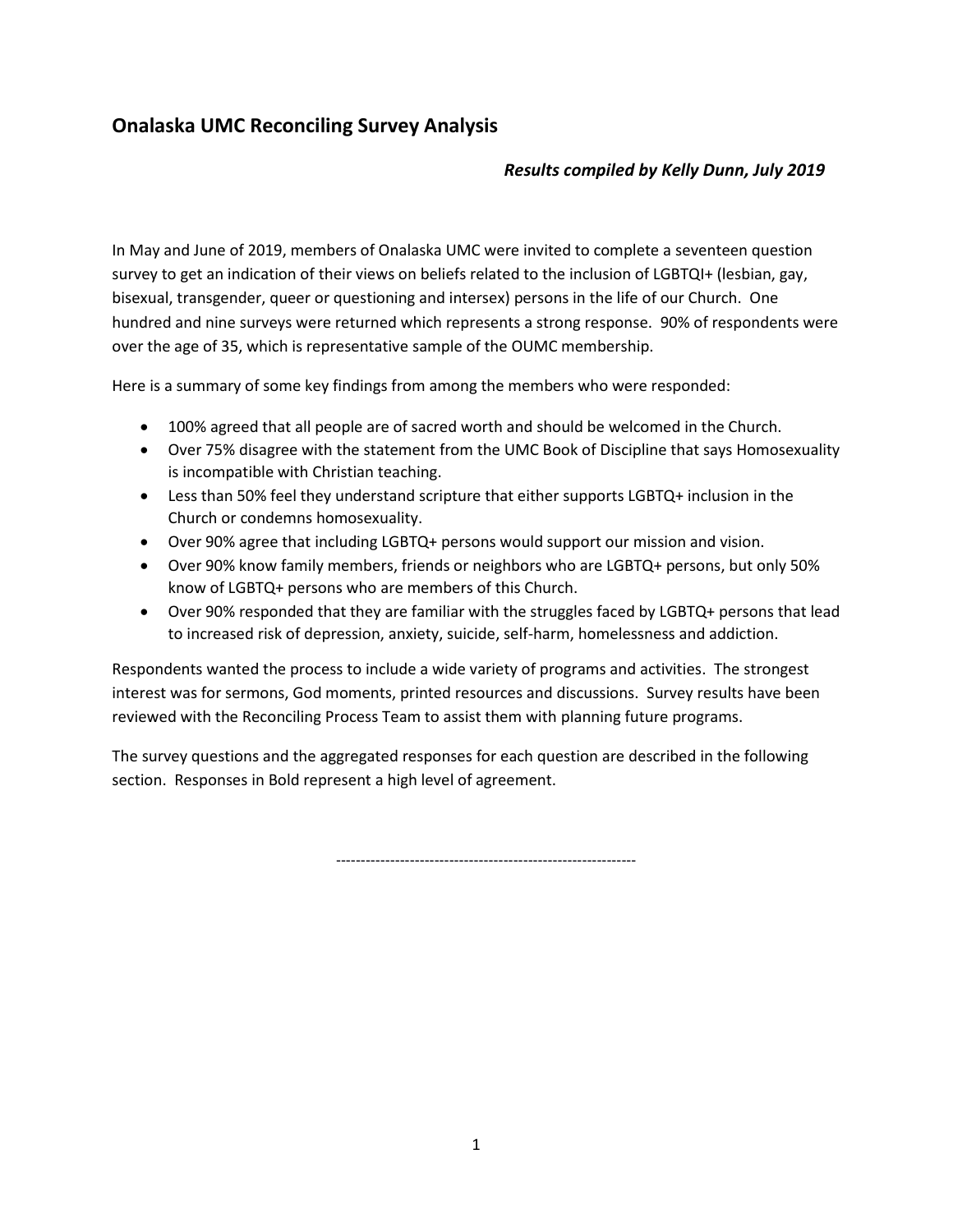## Onalaska UMC Reconciling Survey Analysis

***Results compiled by Kelly Dunn, July 2019***

In May and June of 2019, members of Onalaska UMC were invited to complete a seventeen question survey to get an indication of their views on beliefs related to the inclusion of LGBTQI+ (lesbian, gay, bisexual, transgender, queer or questioning and intersex) persons in the life of our Church. One hundred and nine surveys were returned which represents a strong response. 90% of respondents were over the age of 35, which is representative sample of the OUMC membership.

Here is a summary of some key findings from among the members who were responded:

- 100% agreed that all people are of sacred worth and should be welcomed in the Church.
- Over 75% disagree with the statement from the UMC Book of Discipline that says Homosexuality is incompatible with Christian teaching.
- Less than 50% feel they understand scripture that either supports LGBTQ+ inclusion in the Church or condemns homosexuality.
- Over 90% agree that including LGBTQ+ persons would support our mission and vision.
- Over 90% know family members, friends or neighbors who are LGBTQ+ persons, but only 50% know of LGBTQ+ persons who are members of this Church.
- Over 90% responded that they are familiar with the struggles faced by LGBTQ+ persons that lead to increased risk of depression, anxiety, suicide, self-harm, homelessness and addiction.

Respondents wanted the process to include a wide variety of programs and activities. The strongest interest was for sermons, God moments, printed resources and discussions. Survey results have been reviewed with the Reconciling Process Team to assist them with planning future programs.

The survey questions and the aggregated responses for each question are described in the following section. Responses in Bold represent a high level of agreement.

---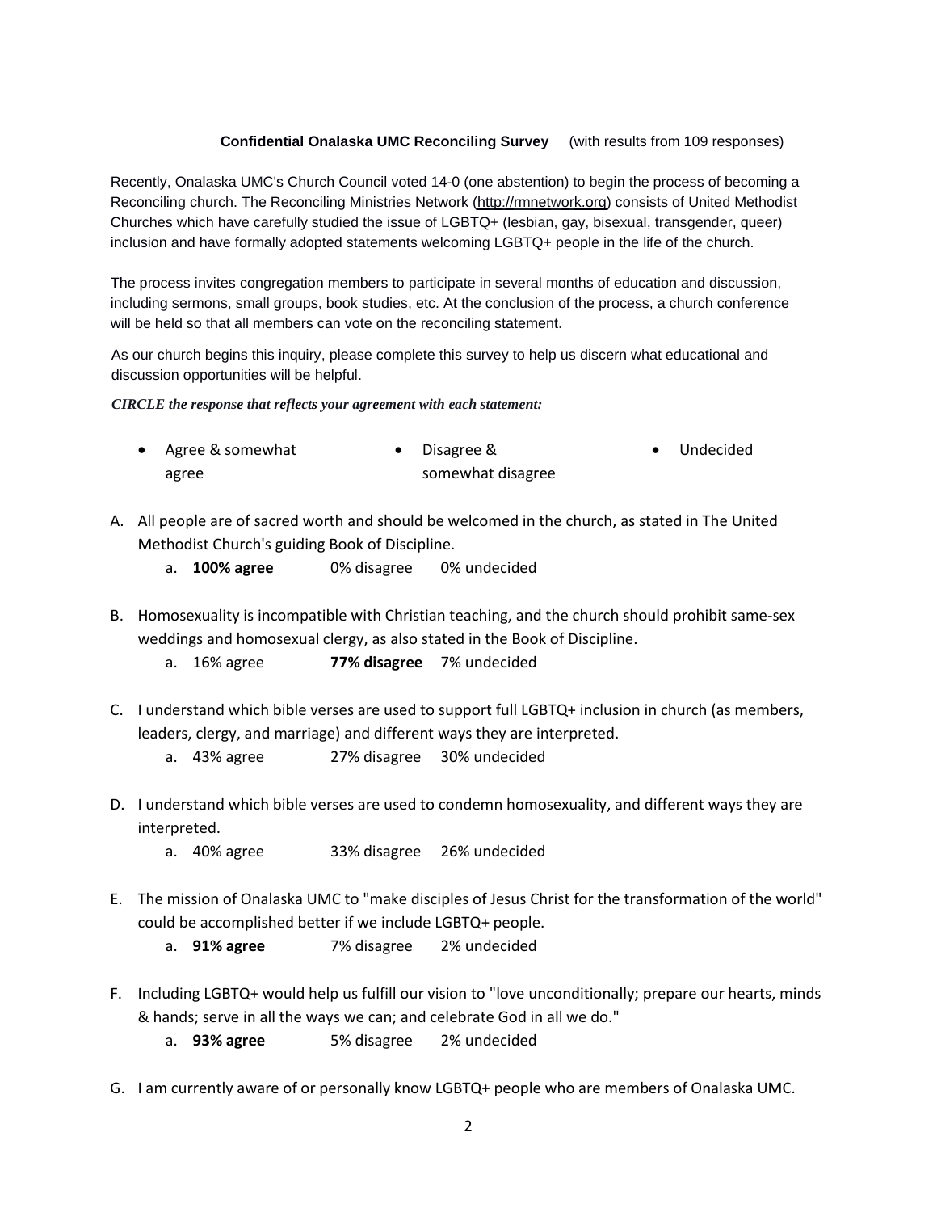**Confidential Onalaska UMC Reconciling Survey** (with results from 109 responses)

Recently, Onalaska UMC's Church Council voted 14-0 (one abstention) to begin the process of becoming a Reconciling church. The Reconciling Ministries Network (http://rmnetwork.org) consists of United Methodist Churches which have carefully studied the issue of LGBTQ+ (lesbian, gay, bisexual, transgender, queer) inclusion and have formally adopted statements welcoming LGBTQ+ people in the life of the church.

The process invites congregation members to participate in several months of education and discussion, including sermons, small groups, book studies, etc. At the conclusion of the process, a church conference will be held so that all members can vote on the reconciling statement.

As our church begins this inquiry, please complete this survey to help us discern what educational and discussion opportunities will be helpful.

***CIRCLE the response that reflects your agreement with each statement:***

- Agree & somewhat agree
- Disagree & somewhat disagree
- Undecided

A. All people are of sacred worth and should be welcomed in the church, as stated in The United Methodist Church's guiding Book of Discipline.
   a. **100% agree** 0% disagree 0% undecided

B. Homosexuality is incompatible with Christian teaching, and the church should prohibit same-sex weddings and homosexual clergy, as also stated in the Book of Discipline.
   a. 16% agree **77% disagree** 7% undecided

C. I understand which bible verses are used to support full LGBTQ+ inclusion in church (as members, leaders, clergy, and marriage) and different ways they are interpreted.
   a. 43% agree 27% disagree 30% undecided

D. I understand which bible verses are used to condemn homosexuality, and different ways they are interpreted.
   a. 40% agree 33% disagree 26% undecided

E. The mission of Onalaska UMC to "make disciples of Jesus Christ for the transformation of the world" could be accomplished better if we include LGBTQ+ people.
   a. **91% agree** 7% disagree 2% undecided

F. Including LGBTQ+ would help us fulfill our vision to "love unconditionally; prepare our hearts, minds & hands; serve in all the ways we can; and celebrate God in all we do."
   a. **93% agree** 5% disagree 2% undecided

G. I am currently aware of or personally know LGBTQ+ people who are members of Onalaska UMC.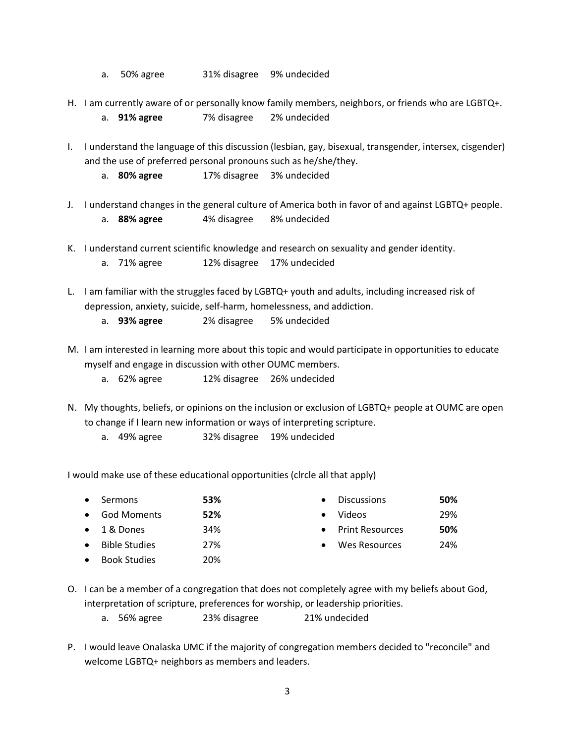a. 50% agree 31% disagree 9% undecided

H. I am currently aware of or personally know family members, neighbors, or friends who are LGBTQ+.
   a. **91% agree** 7% disagree 2% undecided

I. I understand the language of this discussion (lesbian, gay, bisexual, transgender, intersex, cisgender) and the use of preferred personal pronouns such as he/she/they.
   a. **80% agree** 17% disagree 3% undecided

J. I understand changes in the general culture of America both in favor of and against LGBTQ+ people.
   a. **88% agree** 4% disagree 8% undecided

K. I understand current scientific knowledge and research on sexuality and gender identity.
   a. 71% agree 12% disagree 17% undecided

L. I am familiar with the struggles faced by LGBTQ+ youth and adults, including increased risk of depression, anxiety, suicide, self-harm, homelessness, and addiction.
   a. **93% agree** 2% disagree 5% undecided

M. I am interested in learning more about this topic and would participate in opportunities to educate myself and engage in discussion with other OUMC members.
   a. 62% agree 12% disagree 26% undecided

N. My thoughts, beliefs, or opinions on the inclusion or exclusion of LGBTQ+ people at OUMC are open to change if I learn new information or ways of interpreting scripture.
   a. 49% agree 32% disagree 19% undecided

I would make use of these educational opportunities (clrcle all that apply)

- Sermons **53%**
- God Moments **52%**
- 1 & Dones 34%
- Bible Studies 27%
- Book Studies 20%
- Discussions **50%**
- Videos 29%
- Print Resources **50%**
- Wes Resources 24%

O. I can be a member of a congregation that does not completely agree with my beliefs about God, interpretation of scripture, preferences for worship, or leadership priorities.
   a. 56% agree 23% disagree 21% undecided

P. I would leave Onalaska UMC if the majority of congregation members decided to "reconcile" and welcome LGBTQ+ neighbors as members and leaders.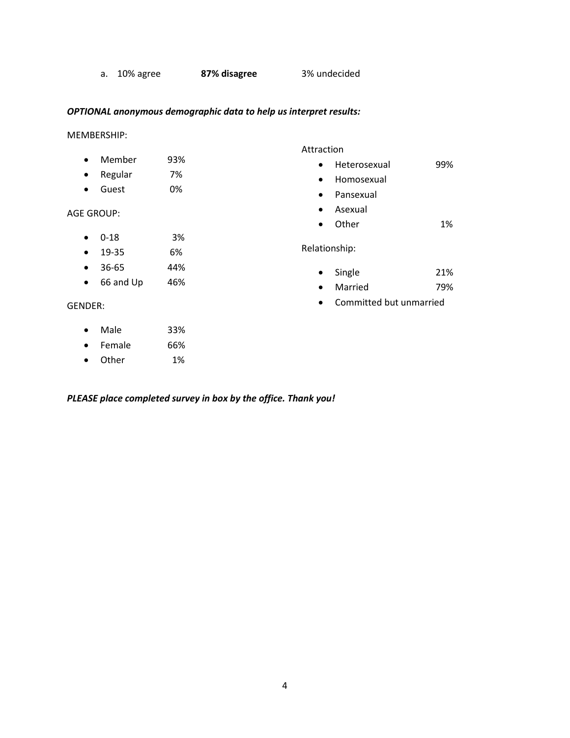a. 10% agree **87% disagree** 3% undecided

***OPTIONAL anonymous demographic data to help us interpret results:***

MEMBERSHIP:

- Member 93%
- Regular 7%
- Guest 0%

AGE GROUP:

- 0-18 3%
- 19-35 6%
- 36-65 44%
- 66 and Up 46%

GENDER:

- Male 33%
- Female 66%
- Other 1%

Attraction

- Heterosexual 99%
- Homosexual
- Pansexual
- Asexual
- Other 1%

Relationship:

- Single 21%
- Married 79%
- Committed but unmarried

***PLEASE place completed survey in box by the office. Thank you!***